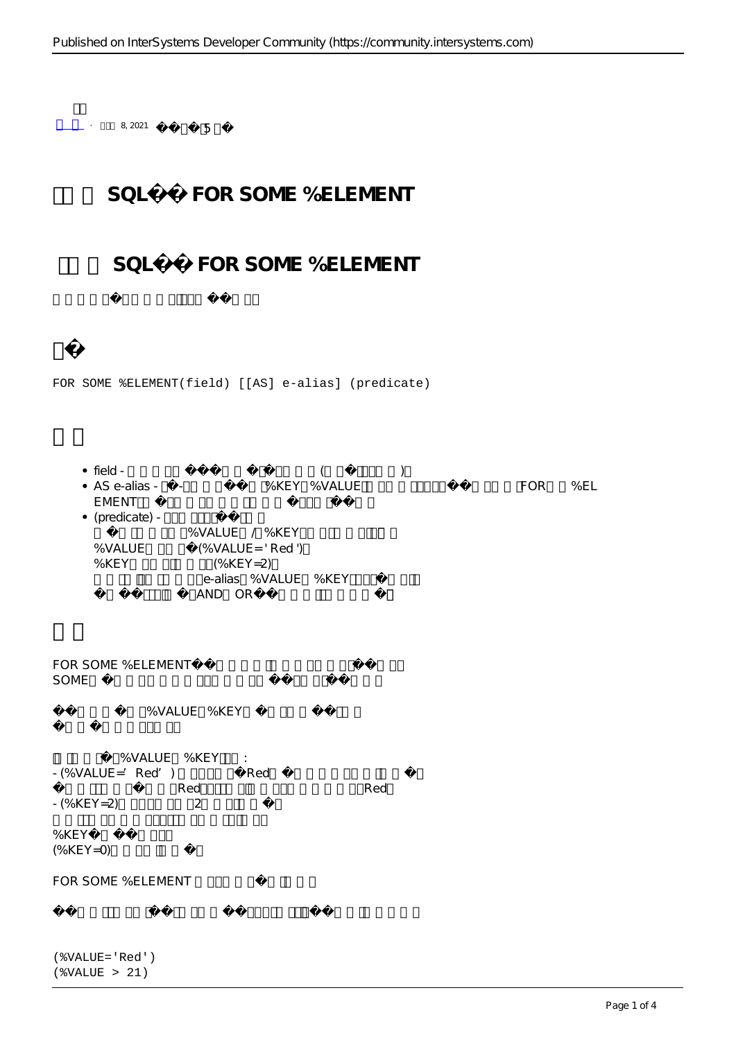8, 2021

# SQL FOR SOME %ELEMENT

## SQL FOR SOME %ELEMENT

## 

```
FOR SOME %ELEMENT(field) [[AS] e-alias] (predicate)
```

## 

- field -
- AS e-alias - %KEY %VALUE FOR %ELEMENT
- (predicate) -
  %VALUE / %KEY
  %VALUE (%VALUE='Red')
  %KEY (%KEY=2)
  e-alias %VALUE %KEY
  AND OR

## 

FOR SOME %ELEMENT
SOME

%VALUE %KEY

%VALUE %KEY :
- (%VALUE='Red') Red
Red Red
- (%KEY=2) 2

%KEY
(%KEY=0)

FOR SOME %ELEMENT

```
(%VALUE='Red')
(%VALUE > 21)
```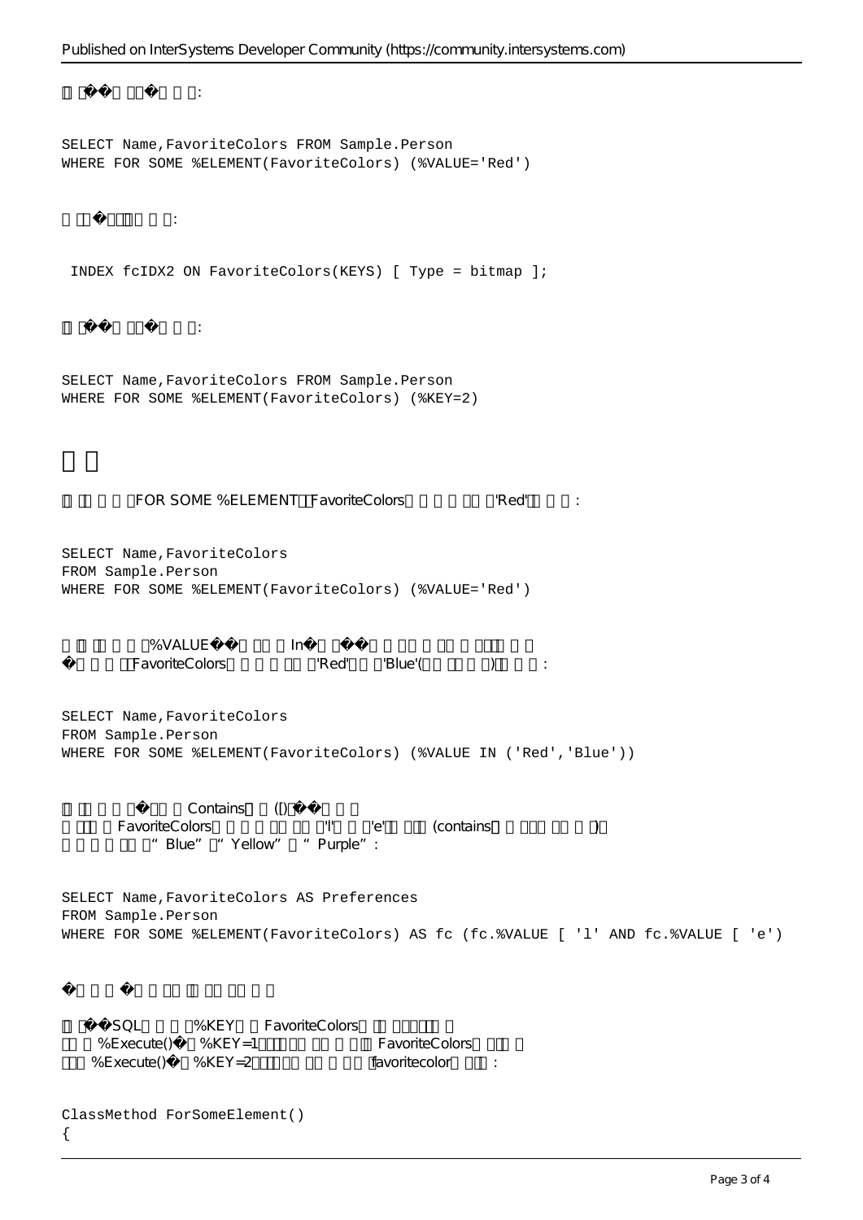□ □�� □□� □ □:

```
SELECT Name,FavoriteColors FROM Sample.Person
WHERE FOR SOME %ELEMENT(FavoriteColors) (%VALUE='Red')
```

□ □�□□□ □ □:

```
INDEX fcIDX2 ON FavoriteColors(KEYS) [ Type = bitmap ];
```

□ □�� □□� □ □:

```
SELECT Name,FavoriteColors FROM Sample.Person
WHERE FOR SOME %ELEMENT(FavoriteColors) (%KEY=2)
```

## □ □

□ □ □ □ □ FOR SOME %ELEMENT □FavoriteColors □ □ □ □ □ □'Red'□ □ □:

```
SELECT Name,FavoriteColors
FROM Sample.Person
WHERE FOR SOME %ELEMENT(FavoriteColors) (%VALUE='Red')
```

□ □ □ □ □ □%VALUE�� □ □ □ In� □�� □ □ □ □ □ □ □□□ □ □
� □ □ □FavoriteColors □ □ □ □ □ □'Red' □ □'Blue'(□ □ □ □ □) □ □ □:

```
SELECT Name,FavoriteColors
FROM Sample.Person
WHERE FOR SOME %ELEMENT(FavoriteColors) (%VALUE IN ('Red','Blue'))
```

□ □ □ □ □� □ □ □ Contains □ ([)�� □ □ □ □
□ □ □ FavoriteColors □ □ □ □ □ □'l' □ □'e' □ □ □ (contains □ □ □□□ □ □ □)
□ □ □ □ □ □ "Blue" □"Yellow" □ "Purple":

```
SELECT Name,FavoriteColors AS Preferences
FROM Sample.Person
WHERE FOR SOME %ELEMENT(FavoriteColors) AS fc (fc.%VALUE [ 'l' AND fc.%VALUE [ 'e')
```

� □ □ □� □ □ □ □ □ □ □ □ □ □ □

□ □��SQL □ □ □ □%KEY □ FavoriteColors □ □ □□□□ □
□ □ %Execute()� □%KEY=1 □□□ □ □ □ □ □ FavoriteColors □ □ □
□ □ %Execute()� □%KEY=2 □□□ □ □ □ □ □ □favoritecolor □ □ □:

```
ClassMethod ForSomeElement()
{
```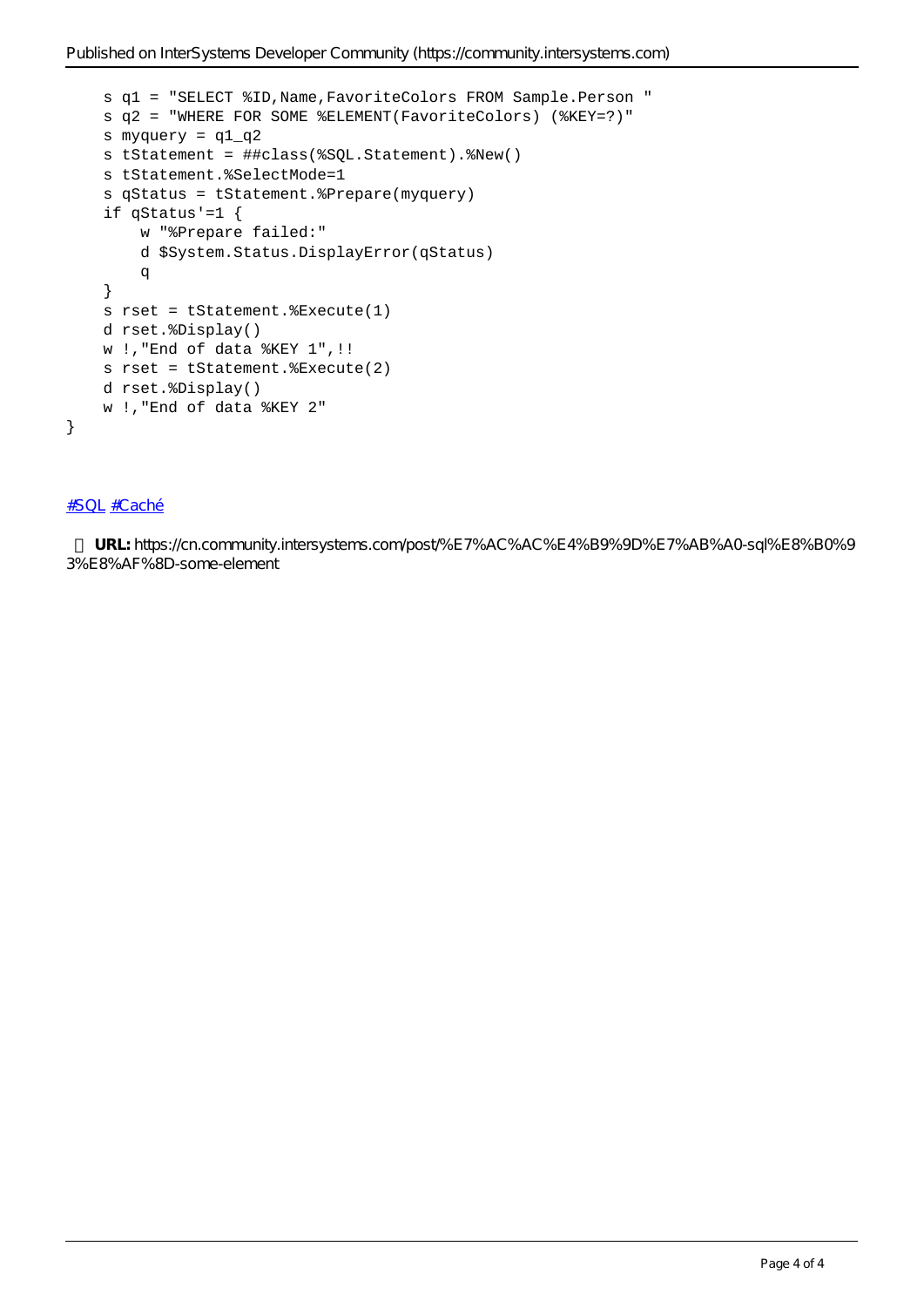```
    s q1 = "SELECT %ID,Name,FavoriteColors FROM Sample.Person "
    s q2 = "WHERE FOR SOME %ELEMENT(FavoriteColors) (%KEY=?)"
    s myquery = q1_q2
    s tStatement = ##class(%SQL.Statement).%New()
    s tStatement.%SelectMode=1
    s qStatus = tStatement.%Prepare(myquery)
    if qStatus'=1 {
        w "%Prepare failed:"
        d $System.Status.DisplayError(qStatus)
        q
    }
    s rset = tStatement.%Execute(1)
    d rset.%Display()
    w !,"End of data %KEY 1",!!
    s rset = tStatement.%Execute(2)
    d rset.%Display()
    w !,"End of data %KEY 2"
}
```

#SQL #Caché

**URL:** https://cn.community.intersystems.com/post/%E7%AC%AC%E4%B9%9D%E7%AB%A0-sql%E8%B0%93%E8%AF%8D-some-element